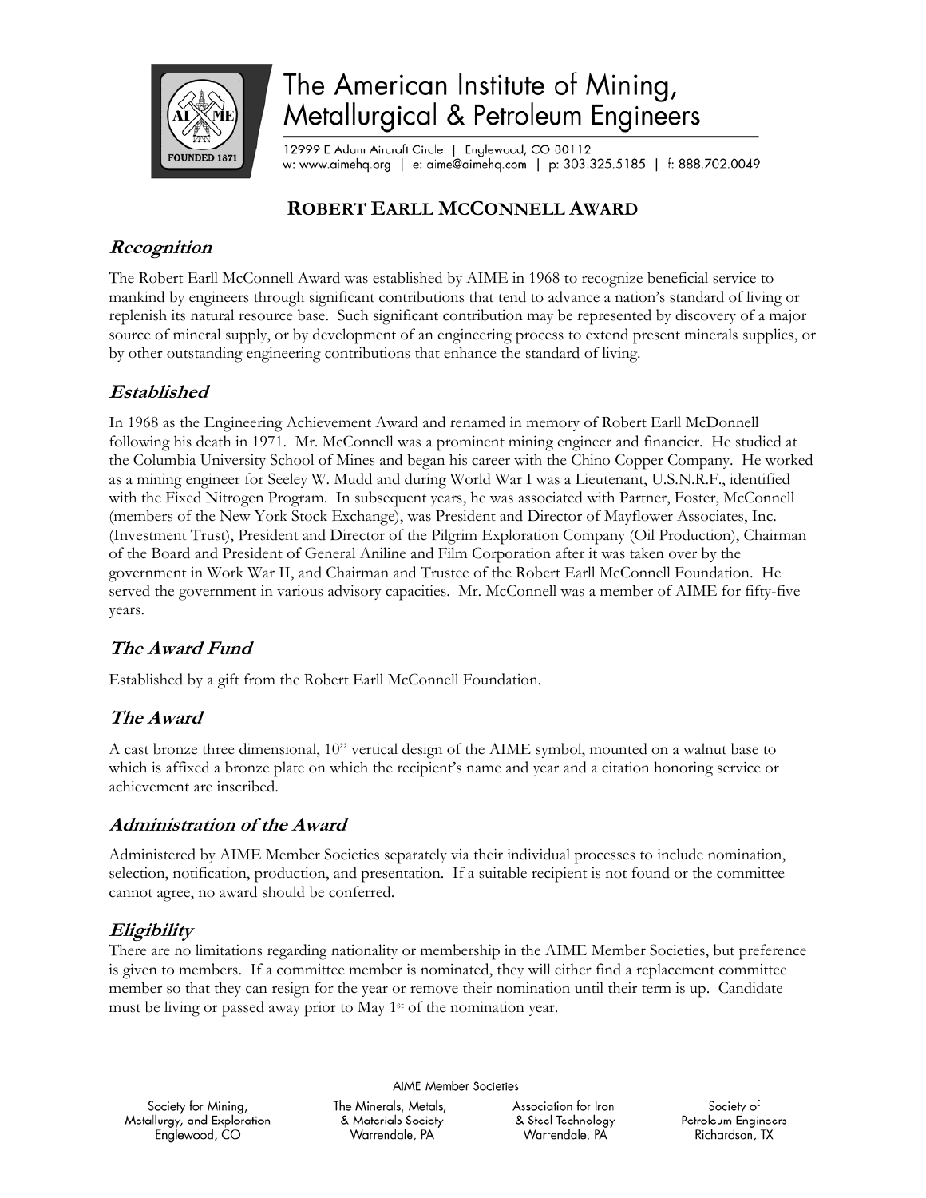# The American Institute of Mining, Metallurgical & Petroleum Engineers

12999 E Adam Aircraft Circle | Englewood, CO 80112
w: www.aimehq.org | e: aime@aimehq.com | p: 303.325.5185 | f: 888.702.0049

## ROBERT EARLL MCCONNELL AWARD

### *Recognition*

The Robert Earll McConnell Award was established by AIME in 1968 to recognize beneficial service to mankind by engineers through significant contributions that tend to advance a nation's standard of living or replenish its natural resource base. Such significant contribution may be represented by discovery of a major source of mineral supply, or by development of an engineering process to extend present minerals supplies, or by other outstanding engineering contributions that enhance the standard of living.

### *Established*

In 1968 as the Engineering Achievement Award and renamed in memory of Robert Earll McDonnell following his death in 1971. Mr. McConnell was a prominent mining engineer and financier. He studied at the Columbia University School of Mines and began his career with the Chino Copper Company. He worked as a mining engineer for Seeley W. Mudd and during World War I was a Lieutenant, U.S.N.R.F., identified with the Fixed Nitrogen Program. In subsequent years, he was associated with Partner, Foster, McConnell (members of the New York Stock Exchange), was President and Director of Mayflower Associates, Inc. (Investment Trust), President and Director of the Pilgrim Exploration Company (Oil Production), Chairman of the Board and President of General Aniline and Film Corporation after it was taken over by the government in Work War II, and Chairman and Trustee of the Robert Earll McConnell Foundation. He served the government in various advisory capacities. Mr. McConnell was a member of AIME for fifty-five years.

### *The Award Fund*

Established by a gift from the Robert Earll McConnell Foundation.

### *The Award*

A cast bronze three dimensional, 10" vertical design of the AIME symbol, mounted on a walnut base to which is affixed a bronze plate on which the recipient's name and year and a citation honoring service or achievement are inscribed.

### *Administration of the Award*

Administered by AIME Member Societies separately via their individual processes to include nomination, selection, notification, production, and presentation. If a suitable recipient is not found or the committee cannot agree, no award should be conferred.

### *Eligibility*

There are no limitations regarding nationality or membership in the AIME Member Societies, but preference is given to members. If a committee member is nominated, they will either find a replacement committee member so that they can resign for the year or remove their nomination until their term is up. Candidate must be living or passed away prior to May 1st of the nomination year.

AIME Member Societies

Society for Mining, Metallurgy, and Exploration — Englewood, CO | The Minerals, Metals, & Materials Society — Warrendale, PA | Association for Iron & Steel Technology — Warrendale, PA | Society of Petroleum Engineers — Richardson, TX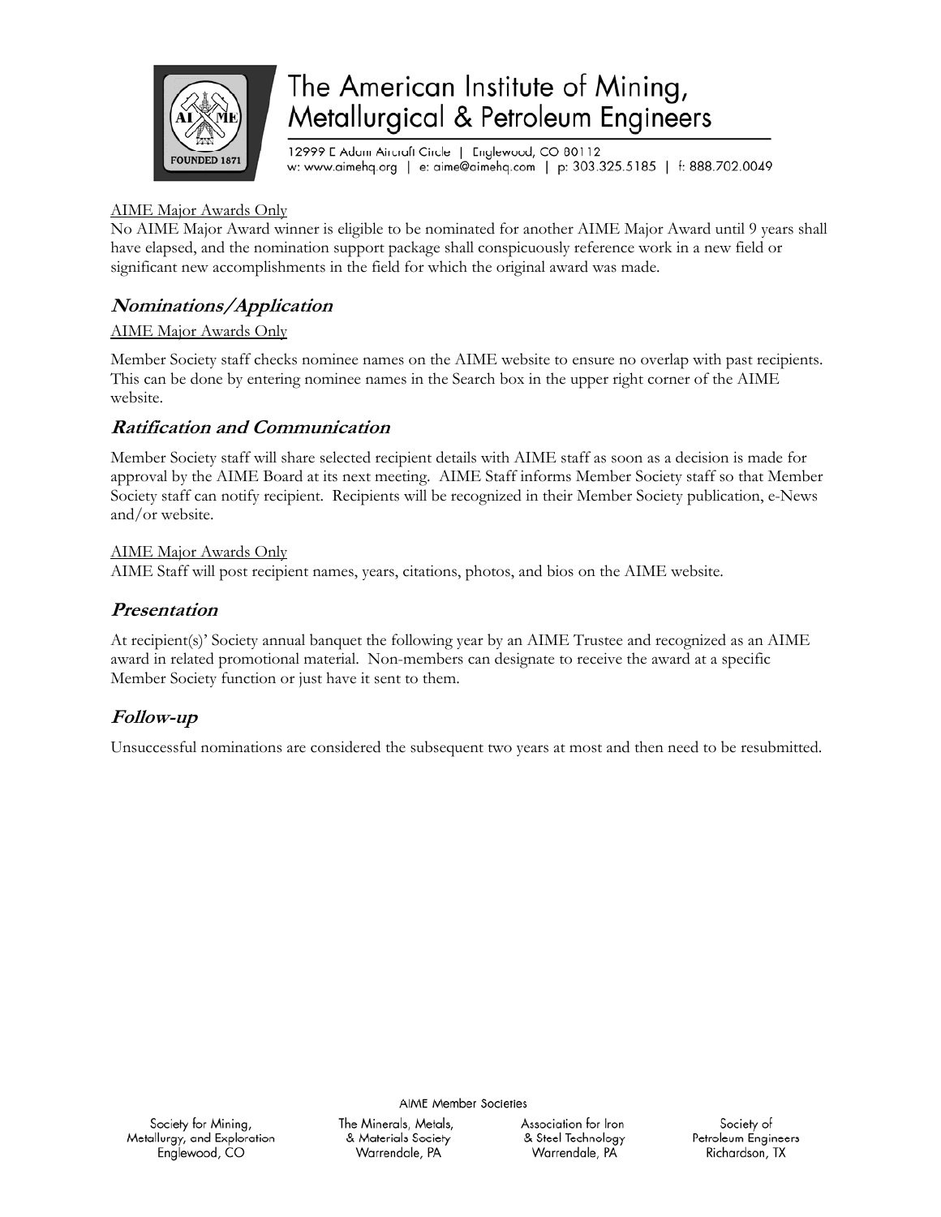AIME Major Awards Only

No AIME Major Award winner is eligible to be nominated for another AIME Major Award until 9 years shall have elapsed, and the nomination support package shall conspicuously reference work in a new field or significant new accomplishments in the field for which the original award was made.

## Nominations/Application

AIME Major Awards Only

Member Society staff checks nominee names on the AIME website to ensure no overlap with past recipients. This can be done by entering nominee names in the Search box in the upper right corner of the AIME website.

## Ratification and Communication

Member Society staff will share selected recipient details with AIME staff as soon as a decision is made for approval by the AIME Board at its next meeting. AIME Staff informs Member Society staff so that Member Society staff can notify recipient. Recipients will be recognized in their Member Society publication, e-News and/or website.

AIME Major Awards Only

AIME Staff will post recipient names, years, citations, photos, and bios on the AIME website.

## Presentation

At recipient(s)' Society annual banquet the following year by an AIME Trustee and recognized as an AIME award in related promotional material. Non-members can designate to receive the award at a specific Member Society function or just have it sent to them.

## Follow-up

Unsuccessful nominations are considered the subsequent two years at most and then need to be resubmitted.